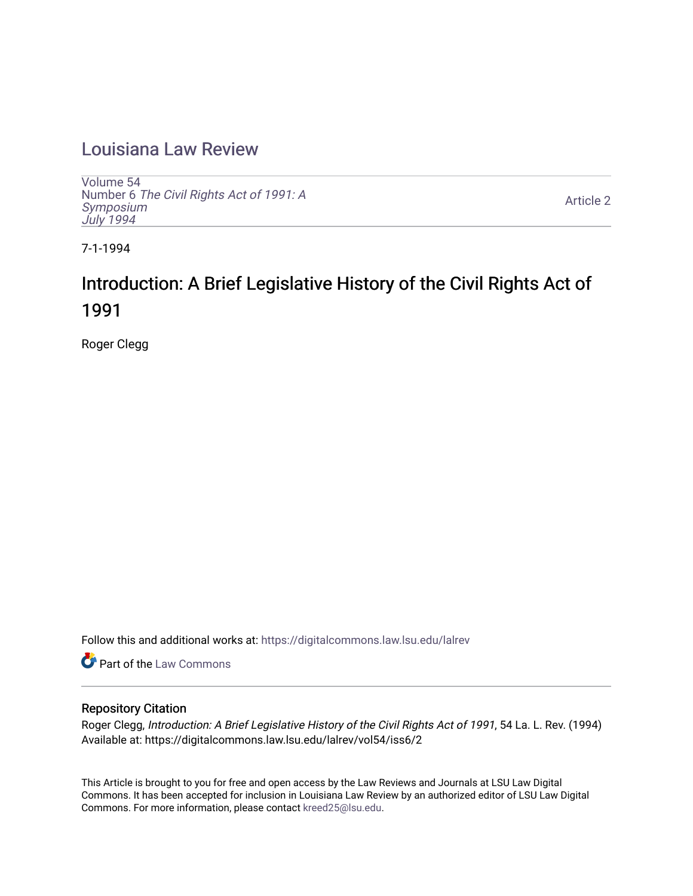# Louisiana Law Review

Volume 54
Number 6 *The Civil Rights Act of 1991: A Symposium*
*July 1994*

Article 2

7-1-1994

## Introduction: A Brief Legislative History of the Civil Rights Act of 1991

Roger Clegg

Follow this and additional works at: https://digitalcommons.law.lsu.edu/lalrev

Part of the Law Commons

### Repository Citation

Roger Clegg, *Introduction: A Brief Legislative History of the Civil Rights Act of 1991*, 54 La. L. Rev. (1994)
Available at: https://digitalcommons.law.lsu.edu/lalrev/vol54/iss6/2

This Article is brought to you for free and open access by the Law Reviews and Journals at LSU Law Digital Commons. It has been accepted for inclusion in Louisiana Law Review by an authorized editor of LSU Law Digital Commons. For more information, please contact kreed25@lsu.edu.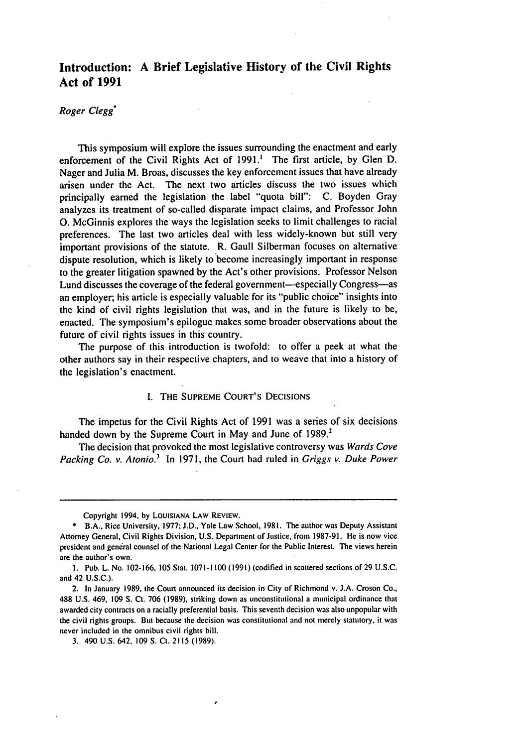# Introduction: A Brief Legislative History of the Civil Rights Act of 1991

*Roger Clegg**

This symposium will explore the issues surrounding the enactment and early enforcement of the Civil Rights Act of 1991.[1] The first article, by Glen D. Nager and Julia M. Broas, discusses the key enforcement issues that have already arisen under the Act. The next two articles discuss the two issues which principally earned the legislation the label "quota bill": C. Boyden Gray analyzes its treatment of so-called disparate impact claims, and Professor John O. McGinnis explores the ways the legislation seeks to limit challenges to racial preferences. The last two articles deal with less widely-known but still very important provisions of the statute. R. Gaull Silberman focuses on alternative dispute resolution, which is likely to become increasingly important in response to the greater litigation spawned by the Act's other provisions. Professor Nelson Lund discusses the coverage of the federal government—especially Congress—as an employer; his article is especially valuable for its "public choice" insights into the kind of civil rights legislation that was, and in the future is likely to be, enacted. The symposium's epilogue makes some broader observations about the future of civil rights issues in this country.

The purpose of this introduction is twofold: to offer a peek at what the other authors say in their respective chapters, and to weave that into a history of the legislation's enactment.

## I. The Supreme Court's Decisions

The impetus for the Civil Rights Act of 1991 was a series of six decisions handed down by the Supreme Court in May and June of 1989.[2]

The decision that provoked the most legislative controversy was *Wards Cove Packing Co. v. Atonio*.[3] In 1971, the Court had ruled in *Griggs v. Duke Power*

---

Copyright 1994, by Louisiana Law Review.

\* B.A., Rice University, 1977; J.D., Yale Law School, 1981. The author was Deputy Assistant Attorney General, Civil Rights Division, U.S. Department of Justice, from 1987-91. He is now vice president and general counsel of the National Legal Center for the Public Interest. The views herein are the author's own.

1. Pub. L. No. 102-166, 105 Stat. 1071-1100 (1991) (codified in scattered sections of 29 U.S.C. and 42 U.S.C.).

2. In January 1989, the Court announced its decision in City of Richmond v. J.A. Croson Co., 488 U.S. 469, 109 S. Ct. 706 (1989), striking down as unconstitutional a municipal ordinance that awarded city contracts on a racially preferential basis. This seventh decision was also unpopular with the civil rights groups. But because the decision was constitutional and not merely statutory, it was never included in the omnibus civil rights bill.

3. 490 U.S. 642, 109 S. Ct. 2115 (1989).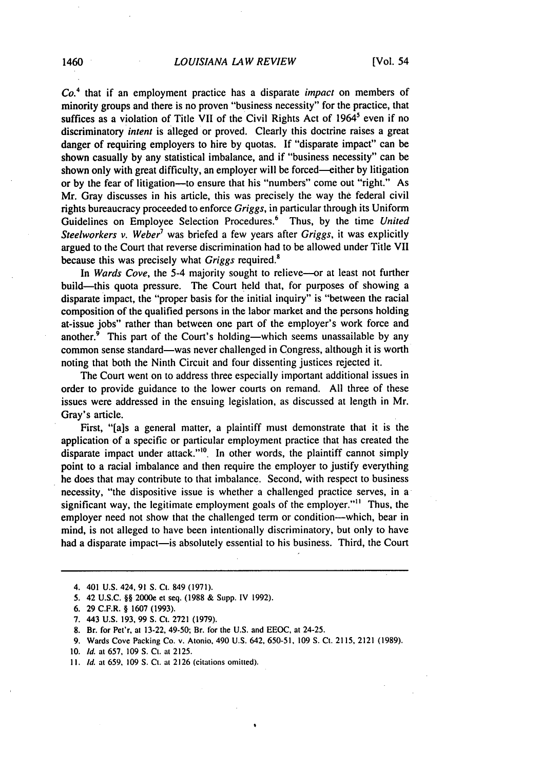*Co.*[4] that if an employment practice has a disparate *impact* on members of minority groups and there is no proven "business necessity" for the practice, that suffices as a violation of Title VII of the Civil Rights Act of 1964[5] even if no discriminatory *intent* is alleged or proved. Clearly this doctrine raises a great danger of requiring employers to hire by quotas. If "disparate impact" can be shown casually by any statistical imbalance, and if "business necessity" can be shown only with great difficulty, an employer will be forced—either by litigation or by the fear of litigation—to ensure that his "numbers" come out "right." As Mr. Gray discusses in his article, this was precisely the way the federal civil rights bureaucracy proceeded to enforce *Griggs*, in particular through its Uniform Guidelines on Employee Selection Procedures.[6] Thus, by the time *United Steelworkers v. Weber*[7] was briefed a few years after *Griggs*, it was explicitly argued to the Court that reverse discrimination had to be allowed under Title VII because this was precisely what *Griggs* required.[8]

In *Wards Cove*, the 5-4 majority sought to relieve—or at least not further build—this quota pressure. The Court held that, for purposes of showing a disparate impact, the "proper basis for the initial inquiry" is "between the racial composition of the qualified persons in the labor market and the persons holding at-issue jobs" rather than between one part of the employer's work force and another.[9] This part of the Court's holding—which seems unassailable by any common sense standard—was never challenged in Congress, although it is worth noting that both the Ninth Circuit and four dissenting justices rejected it.

The Court went on to address three especially important additional issues in order to provide guidance to the lower courts on remand. All three of these issues were addressed in the ensuing legislation, as discussed at length in Mr. Gray's article.

First, "[a]s a general matter, a plaintiff must demonstrate that it is the application of a specific or particular employment practice that has created the disparate impact under attack."[10] In other words, the plaintiff cannot simply point to a racial imbalance and then require the employer to justify everything he does that may contribute to that imbalance. Second, with respect to business necessity, "the dispositive issue is whether a challenged practice serves, in a significant way, the legitimate employment goals of the employer."[11] Thus, the employer need not show that the challenged term or condition—which, bear in mind, is not alleged to have been intentionally discriminatory, but only to have had a disparate impact—is absolutely essential to his business. Third, the Court

---

4. 401 U.S. 424, 91 S. Ct. 849 (1971).
5. 42 U.S.C. §§ 2000e et seq. (1988 & Supp. IV 1992).
6. 29 C.F.R. § 1607 (1993).
7. 443 U.S. 193, 99 S. Ct. 2721 (1979).
8. Br. for Pet'r, at 13-22, 49-50; Br. for the U.S. and EEOC, at 24-25.
9. Wards Cove Packing Co. v. Atonio, 490 U.S. 642, 650-51, 109 S. Ct. 2115, 2121 (1989).
10. *Id.* at 657, 109 S. Ct. at 2125.
11. *Id.* at 659, 109 S. Ct. at 2126 (citations omitted).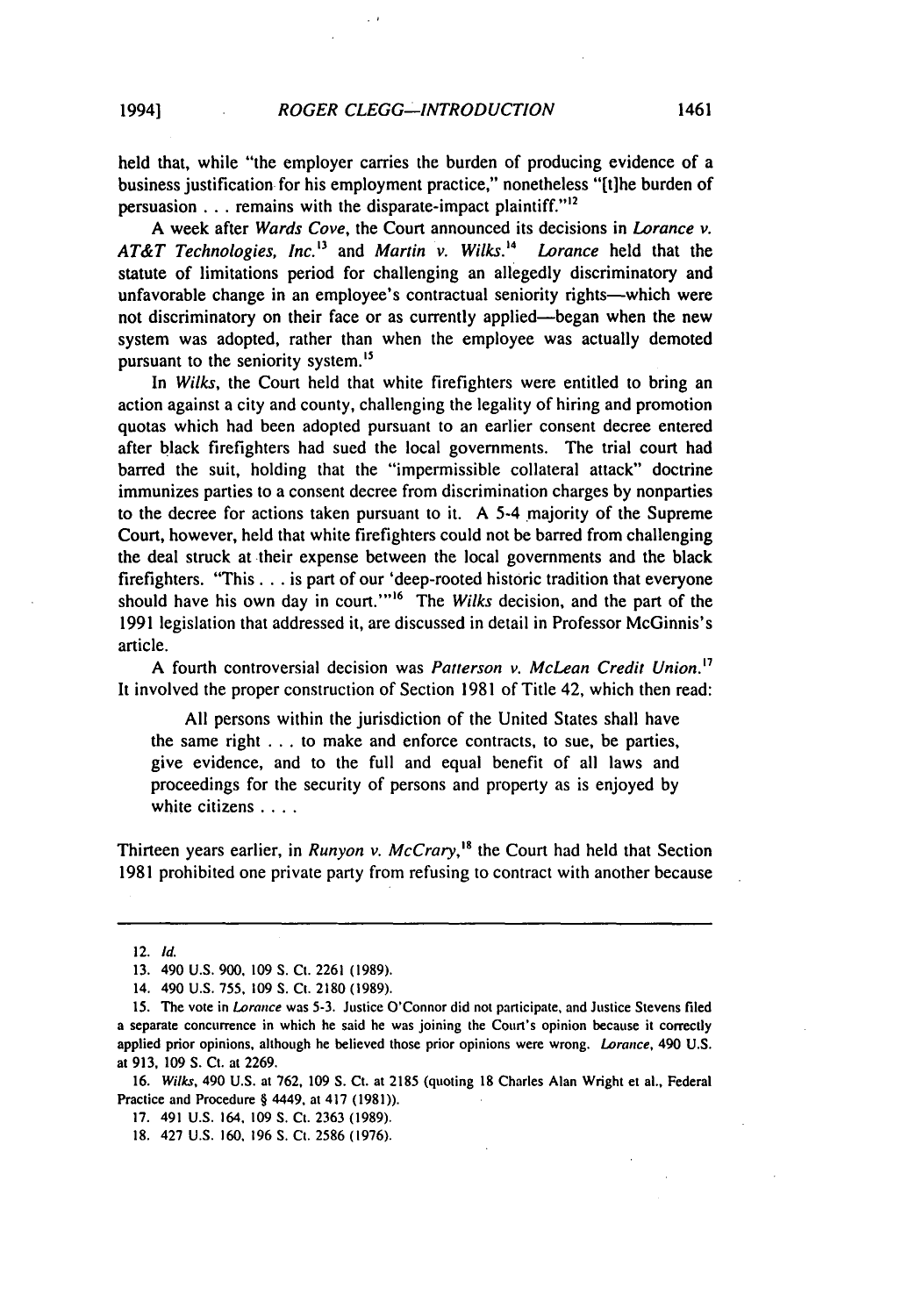held that, while "the employer carries the burden of producing evidence of a business justification for his employment practice," nonetheless "[t]he burden of persuasion . . . remains with the disparate-impact plaintiff."[12]

A week after *Wards Cove*, the Court announced its decisions in *Lorance v. AT&T Technologies, Inc.*[13] and *Martin v. Wilks.*[14] *Lorance* held that the statute of limitations period for challenging an allegedly discriminatory and unfavorable change in an employee's contractual seniority rights—which were not discriminatory on their face or as currently applied—began when the new system was adopted, rather than when the employee was actually demoted pursuant to the seniority system.[15]

In *Wilks*, the Court held that white firefighters were entitled to bring an action against a city and county, challenging the legality of hiring and promotion quotas which had been adopted pursuant to an earlier consent decree entered after black firefighters had sued the local governments. The trial court had barred the suit, holding that the "impermissible collateral attack" doctrine immunizes parties to a consent decree from discrimination charges by nonparties to the decree for actions taken pursuant to it. A 5-4 majority of the Supreme Court, however, held that white firefighters could not be barred from challenging the deal struck at their expense between the local governments and the black firefighters. "This . . . is part of our 'deep-rooted historic tradition that everyone should have his own day in court.'"[16] The *Wilks* decision, and the part of the 1991 legislation that addressed it, are discussed in detail in Professor McGinnis's article.

A fourth controversial decision was *Patterson v. McLean Credit Union.*[17] It involved the proper construction of Section 1981 of Title 42, which then read:

> All persons within the jurisdiction of the United States shall have the same right . . . to make and enforce contracts, to sue, be parties, give evidence, and to the full and equal benefit of all laws and proceedings for the security of persons and property as is enjoyed by white citizens . . . .

Thirteen years earlier, in *Runyon v. McCrary*,[18] the Court had held that Section 1981 prohibited one private party from refusing to contract with another because

---

12. *Id.*

13. 490 U.S. 900, 109 S. Ct. 2261 (1989).

14. 490 U.S. 755, 109 S. Ct. 2180 (1989).

15. The vote in *Lorance* was 5-3. Justice O'Connor did not participate, and Justice Stevens filed a separate concurrence in which he said he was joining the Court's opinion because it correctly applied prior opinions, although he believed those prior opinions were wrong. *Lorance*, 490 U.S. at 913, 109 S. Ct. at 2269.

16. *Wilks*, 490 U.S. at 762, 109 S. Ct. at 2185 (quoting 18 Charles Alan Wright et al., Federal Practice and Procedure § 4449, at 417 (1981)).

17. 491 U.S. 164, 109 S. Ct. 2363 (1989).

18. 427 U.S. 160, 196 S. Ct. 2586 (1976).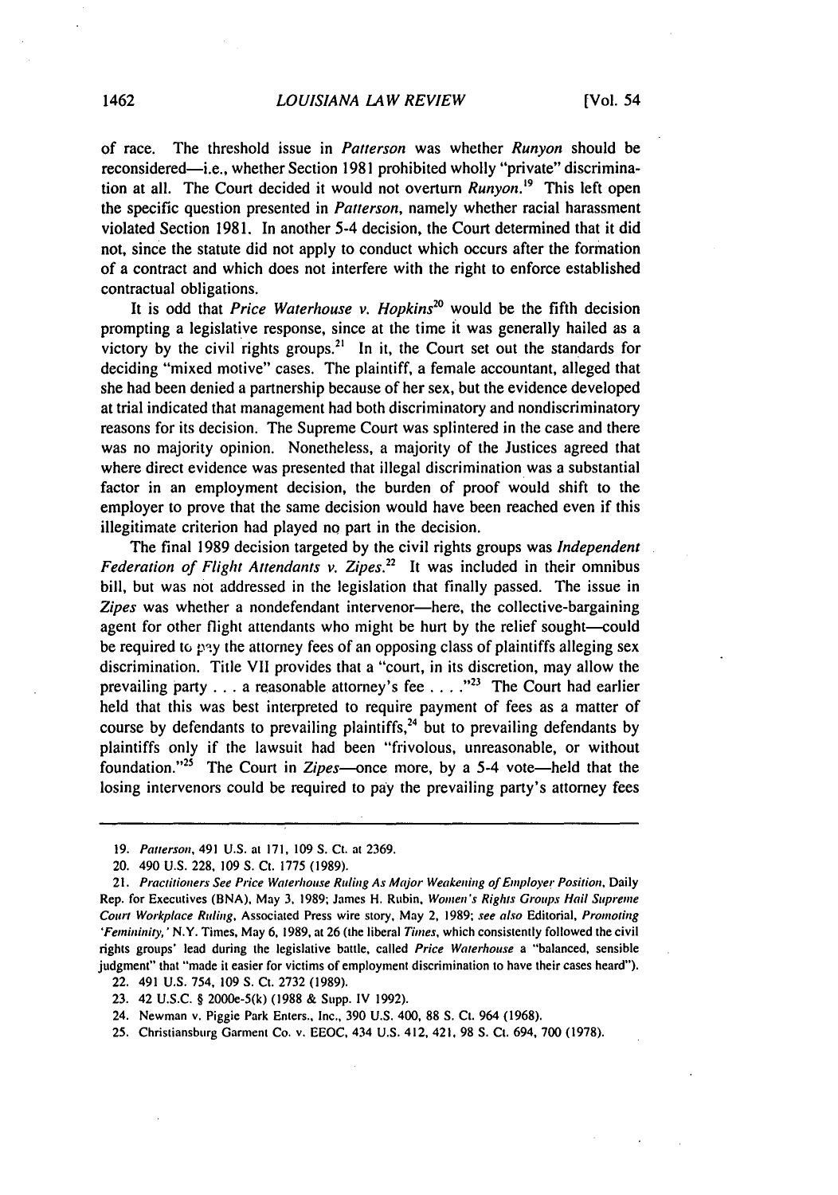of race. The threshold issue in *Patterson* was whether *Runyon* should be reconsidered—i.e., whether Section 1981 prohibited wholly "private" discrimination at all. The Court decided it would not overturn *Runyon*.[19] This left open the specific question presented in *Patterson*, namely whether racial harassment violated Section 1981. In another 5-4 decision, the Court determined that it did not, since the statute did not apply to conduct which occurs after the formation of a contract and which does not interfere with the right to enforce established contractual obligations.

It is odd that *Price Waterhouse v. Hopkins*[20] would be the fifth decision prompting a legislative response, since at the time it was generally hailed as a victory by the civil rights groups.[21] In it, the Court set out the standards for deciding "mixed motive" cases. The plaintiff, a female accountant, alleged that she had been denied a partnership because of her sex, but the evidence developed at trial indicated that management had both discriminatory and nondiscriminatory reasons for its decision. The Supreme Court was splintered in the case and there was no majority opinion. Nonetheless, a majority of the Justices agreed that where direct evidence was presented that illegal discrimination was a substantial factor in an employment decision, the burden of proof would shift to the employer to prove that the same decision would have been reached even if this illegitimate criterion had played no part in the decision.

The final 1989 decision targeted by the civil rights groups was *Independent Federation of Flight Attendants v. Zipes*.[22] It was included in their omnibus bill, but was not addressed in the legislation that finally passed. The issue in *Zipes* was whether a nondefendant intervenor—here, the collective-bargaining agent for other flight attendants who might be hurt by the relief sought—could be required to pay the attorney fees of an opposing class of plaintiffs alleging sex discrimination. Title VII provides that a "court, in its discretion, may allow the prevailing party . . . a reasonable attorney's fee . . . ."[23] The Court had earlier held that this was best interpreted to require payment of fees as a matter of course by defendants to prevailing plaintiffs,[24] but to prevailing defendants by plaintiffs only if the lawsuit had been "frivolous, unreasonable, or without foundation."[25] The Court in *Zipes*—once more, by a 5-4 vote—held that the losing intervenors could be required to pay the prevailing party's attorney fees

---

19. *Patterson*, 491 U.S. at 171, 109 S. Ct. at 2369.

20. 490 U.S. 228, 109 S. Ct. 1775 (1989).

21. *Practitioners See Price Waterhouse Ruling As Major Weakening of Employer Position*, Daily Rep. for Executives (BNA), May 3, 1989; James H. Rubin, *Women's Rights Groups Hail Supreme Court Workplace Ruling*, Associated Press wire story, May 2, 1989; *see also* Editorial, *Promoting 'Femininity,'* N.Y. Times, May 6, 1989, at 26 (the liberal *Times*, which consistently followed the civil rights groups' lead during the legislative battle, called *Price Waterhouse* a "balanced, sensible judgment" that "made it easier for victims of employment discrimination to have their cases heard").

22. 491 U.S. 754, 109 S. Ct. 2732 (1989).

23. 42 U.S.C. § 2000e-5(k) (1988 & Supp. IV 1992).

24. Newman v. Piggie Park Enters., Inc., 390 U.S. 400, 88 S. Ct. 964 (1968).

25. Christiansburg Garment Co. v. EEOC, 434 U.S. 412, 421, 98 S. Ct. 694, 700 (1978).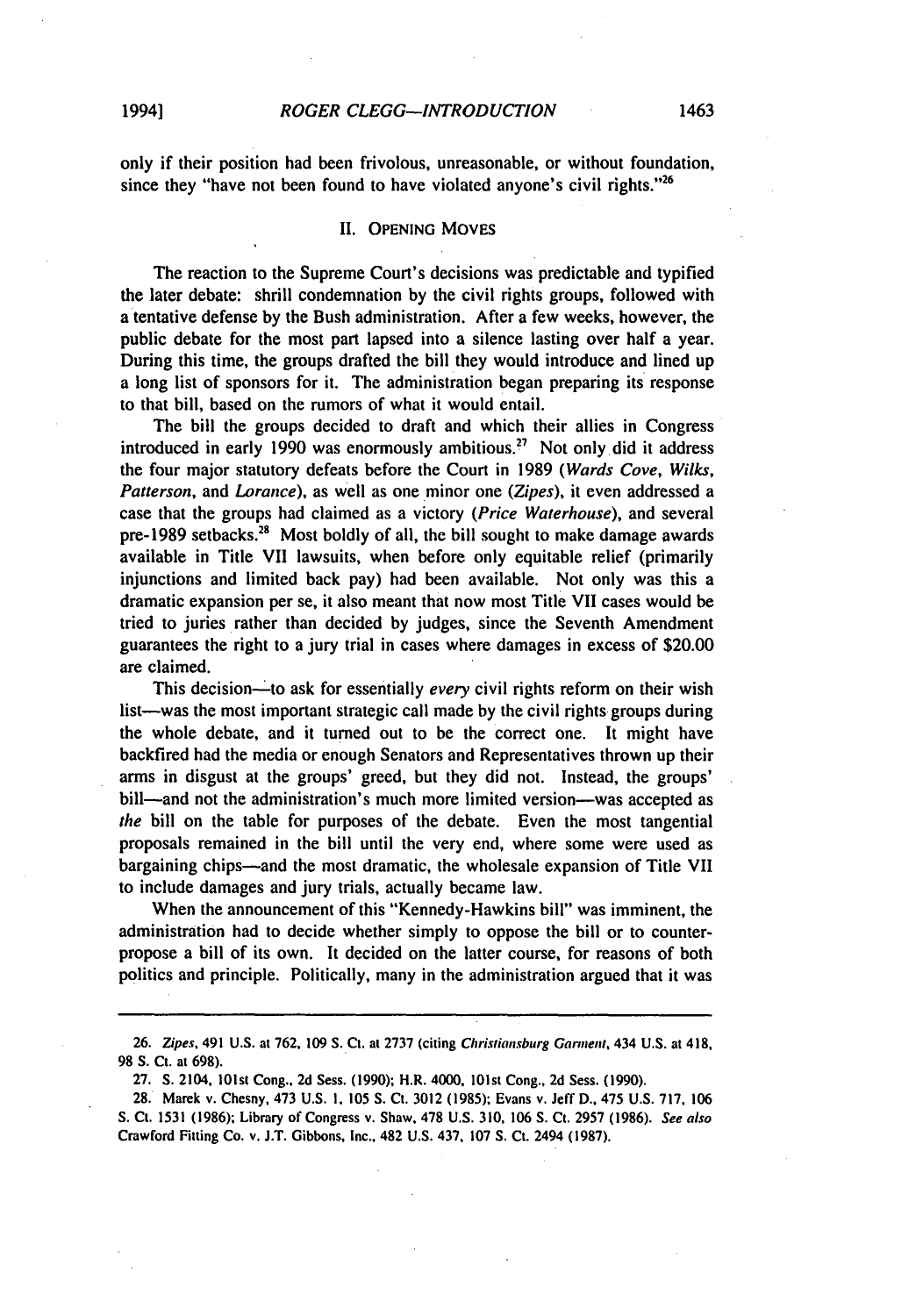only if their position had been frivolous, unreasonable, or without foundation, since they "have not been found to have violated anyone's civil rights."[26]

## II. OPENING MOVES

The reaction to the Supreme Court's decisions was predictable and typified the later debate: shrill condemnation by the civil rights groups, followed with a tentative defense by the Bush administration. After a few weeks, however, the public debate for the most part lapsed into a silence lasting over half a year. During this time, the groups drafted the bill they would introduce and lined up a long list of sponsors for it. The administration began preparing its response to that bill, based on the rumors of what it would entail.

The bill the groups decided to draft and which their allies in Congress introduced in early 1990 was enormously ambitious.[27] Not only did it address the four major statutory defeats before the Court in 1989 (*Wards Cove*, *Wilks*, *Patterson*, and *Lorance*), as well as one minor one (*Zipes*), it even addressed a case that the groups had claimed as a victory (*Price Waterhouse*), and several pre-1989 setbacks.[28] Most boldly of all, the bill sought to make damage awards available in Title VII lawsuits, when before only equitable relief (primarily injunctions and limited back pay) had been available. Not only was this a dramatic expansion per se, it also meant that now most Title VII cases would be tried to juries rather than decided by judges, since the Seventh Amendment guarantees the right to a jury trial in cases where damages in excess of $20.00 are claimed.

This decision—to ask for essentially *every* civil rights reform on their wish list—was the most important strategic call made by the civil rights groups during the whole debate, and it turned out to be the correct one. It might have backfired had the media or enough Senators and Representatives thrown up their arms in disgust at the groups' greed, but they did not. Instead, the groups' bill—and not the administration's much more limited version—was accepted as *the* bill on the table for purposes of the debate. Even the most tangential proposals remained in the bill until the very end, where some were used as bargaining chips—and the most dramatic, the wholesale expansion of Title VII to include damages and jury trials, actually became law.

When the announcement of this "Kennedy-Hawkins bill" was imminent, the administration had to decide whether simply to oppose the bill or to counter-propose a bill of its own. It decided on the latter course, for reasons of both politics and principle. Politically, many in the administration argued that it was

---

26. *Zipes*, 491 U.S. at 762, 109 S. Ct. at 2737 (citing *Christiansburg Garment*, 434 U.S. at 418, 98 S. Ct. at 698).

27. S. 2104, 101st Cong., 2d Sess. (1990); H.R. 4000, 101st Cong., 2d Sess. (1990).

28. Marek v. Chesny, 473 U.S. 1, 105 S. Ct. 3012 (1985); Evans v. Jeff D., 475 U.S. 717, 106 S. Ct. 1531 (1986); Library of Congress v. Shaw, 478 U.S. 310, 106 S. Ct. 2957 (1986). *See also* Crawford Fitting Co. v. J.T. Gibbons, Inc., 482 U.S. 437, 107 S. Ct. 2494 (1987).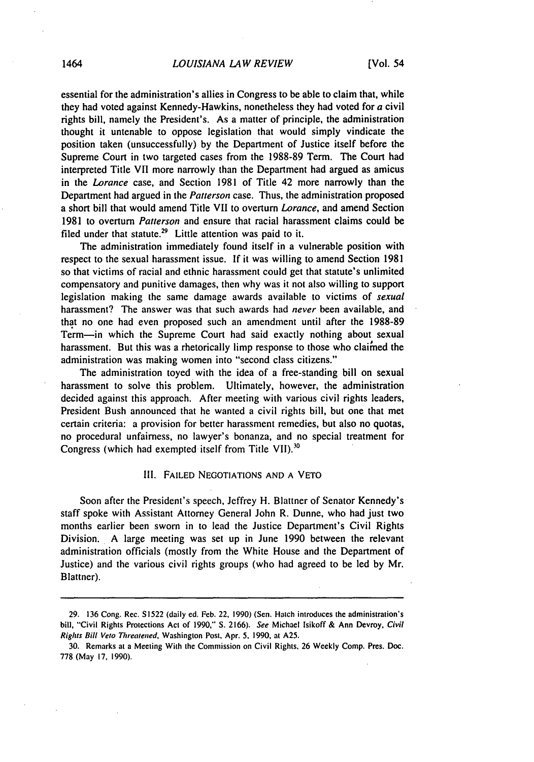essential for the administration's allies in Congress to be able to claim that, while they had voted against Kennedy-Hawkins, nonetheless they had voted for *a* civil rights bill, namely the President's. As a matter of principle, the administration thought it untenable to oppose legislation that would simply vindicate the position taken (unsuccessfully) by the Department of Justice itself before the Supreme Court in two targeted cases from the 1988-89 Term. The Court had interpreted Title VII more narrowly than the Department had argued as amicus in the *Lorance* case, and Section 1981 of Title 42 more narrowly than the Department had argued in the *Patterson* case. Thus, the administration proposed a short bill that would amend Title VII to overturn *Lorance*, and amend Section 1981 to overturn *Patterson* and ensure that racial harassment claims could be filed under that statute.[29] Little attention was paid to it.

The administration immediately found itself in a vulnerable position with respect to the sexual harassment issue. If it was willing to amend Section 1981 so that victims of racial and ethnic harassment could get that statute's unlimited compensatory and punitive damages, then why was it not also willing to support legislation making the same damage awards available to victims of *sexual* harassment? The answer was that such awards had *never* been available, and that no one had even proposed such an amendment until after the 1988-89 Term—in which the Supreme Court had said exactly nothing about sexual harassment. But this was a rhetorically limp response to those who claimed the administration was making women into "second class citizens."

The administration toyed with the idea of a free-standing bill on sexual harassment to solve this problem. Ultimately, however, the administration decided against this approach. After meeting with various civil rights leaders, President Bush announced that he wanted a civil rights bill, but one that met certain criteria: a provision for better harassment remedies, but also no quotas, no procedural unfairness, no lawyer's bonanza, and no special treatment for Congress (which had exempted itself from Title VII).[30]

## III. Failed Negotiations and a Veto

Soon after the President's speech, Jeffrey H. Blattner of Senator Kennedy's staff spoke with Assistant Attorney General John R. Dunne, who had just two months earlier been sworn in to lead the Justice Department's Civil Rights Division. A large meeting was set up in June 1990 between the relevant administration officials (mostly from the White House and the Department of Justice) and the various civil rights groups (who had agreed to be led by Mr. Blattner).

---

29. 136 Cong. Rec. S1522 (daily ed. Feb. 22, 1990) (Sen. Hatch introduces the administration's bill, "Civil Rights Protections Act of 1990," S. 2166). *See* Michael Isikoff & Ann Devroy, *Civil Rights Bill Veto Threatened*, Washington Post, Apr. 5, 1990, at A25.

30. Remarks at a Meeting With the Commission on Civil Rights, 26 Weekly Comp. Pres. Doc. 778 (May 17, 1990).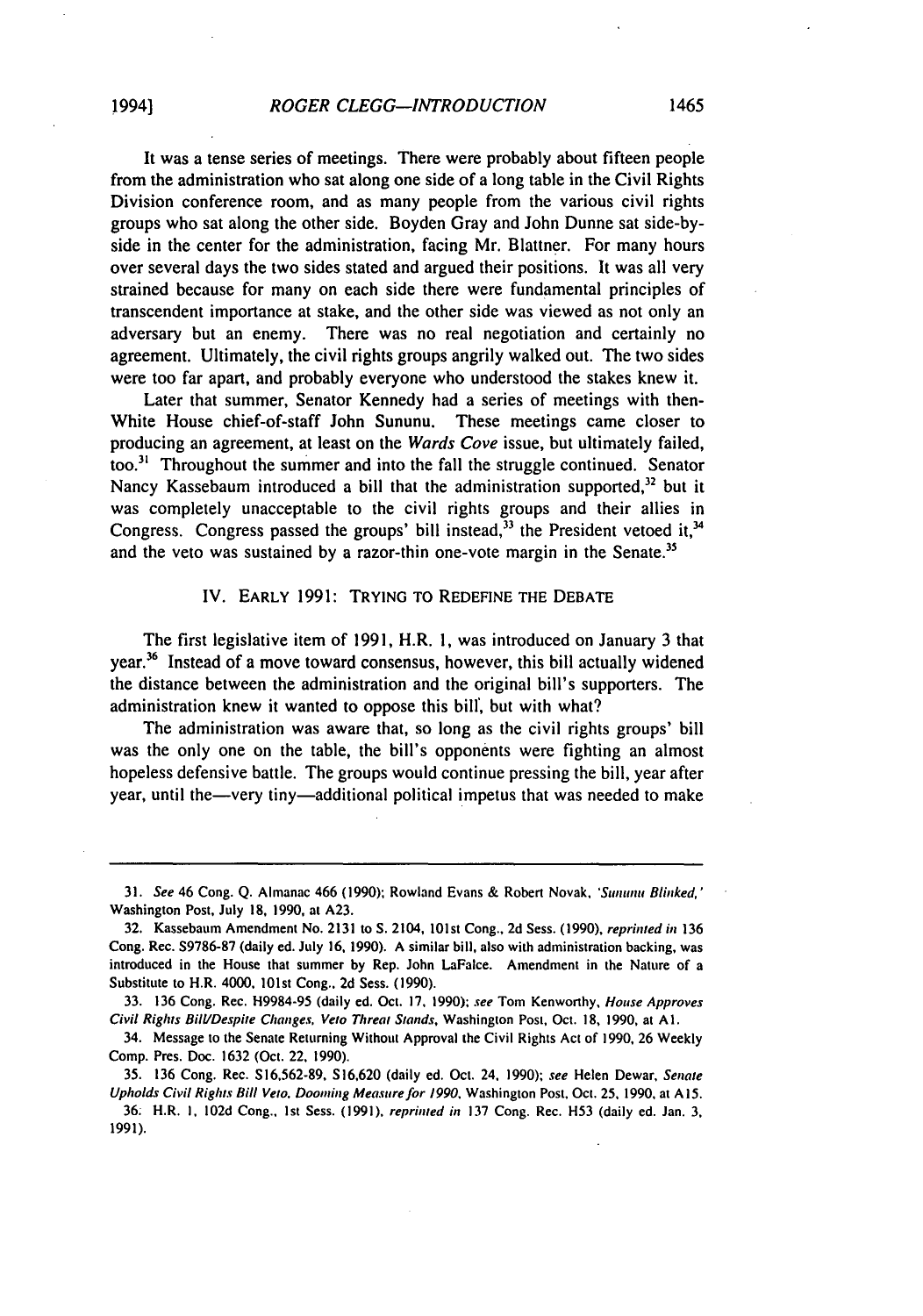It was a tense series of meetings. There were probably about fifteen people from the administration who sat along one side of a long table in the Civil Rights Division conference room, and as many people from the various civil rights groups who sat along the other side. Boyden Gray and John Dunne sat side-by-side in the center for the administration, facing Mr. Blattner. For many hours over several days the two sides stated and argued their positions. It was all very strained because for many on each side there were fundamental principles of transcendent importance at stake, and the other side was viewed as not only an adversary but an enemy. There was no real negotiation and certainly no agreement. Ultimately, the civil rights groups angrily walked out. The two sides were too far apart, and probably everyone who understood the stakes knew it.

Later that summer, Senator Kennedy had a series of meetings with then-White House chief-of-staff John Sununu. These meetings came closer to producing an agreement, at least on the *Wards Cove* issue, but ultimately failed, too.[31] Throughout the summer and into the fall the struggle continued. Senator Nancy Kassebaum introduced a bill that the administration supported,[32] but it was completely unacceptable to the civil rights groups and their allies in Congress. Congress passed the groups' bill instead,[33] the President vetoed it,[34] and the veto was sustained by a razor-thin one-vote margin in the Senate.[35]

## IV. EARLY 1991: TRYING TO REDEFINE THE DEBATE

The first legislative item of 1991, H.R. 1, was introduced on January 3 that year.[36] Instead of a move toward consensus, however, this bill actually widened the distance between the administration and the original bill's supporters. The administration knew it wanted to oppose this bill, but with what?

The administration was aware that, so long as the civil rights groups' bill was the only one on the table, the bill's opponents were fighting an almost hopeless defensive battle. The groups would continue pressing the bill, year after year, until the—very tiny—additional political impetus that was needed to make

---

31. *See* 46 Cong. Q. Almanac 466 (1990); Rowland Evans & Robert Novak, *'Sununu Blinked,'* Washington Post, July 18, 1990, at A23.

32. Kassebaum Amendment No. 2131 to S. 2104, 101st Cong., 2d Sess. (1990), *reprinted in* 136 Cong. Rec. S9786-87 (daily ed. July 16, 1990). A similar bill, also with administration backing, was introduced in the House that summer by Rep. John LaFalce. Amendment in the Nature of a Substitute to H.R. 4000, 101st Cong., 2d Sess. (1990).

33. 136 Cong. Rec. H9984-95 (daily ed. Oct. 17, 1990); *see* Tom Kenworthy, *House Approves Civil Rights Bill/Despite Changes, Veto Threat Stands*, Washington Post, Oct. 18, 1990, at A1.

34. Message to the Senate Returning Without Approval the Civil Rights Act of 1990, 26 Weekly Comp. Pres. Doc. 1632 (Oct. 22, 1990).

35. 136 Cong. Rec. S16,562-89, S16,620 (daily ed. Oct. 24, 1990); *see* Helen Dewar, *Senate Upholds Civil Rights Bill Veto, Dooming Measure for 1990*, Washington Post, Oct. 25, 1990, at A15.

36. H.R. 1, 102d Cong., 1st Sess. (1991), *reprinted in* 137 Cong. Rec. H53 (daily ed. Jan. 3, 1991).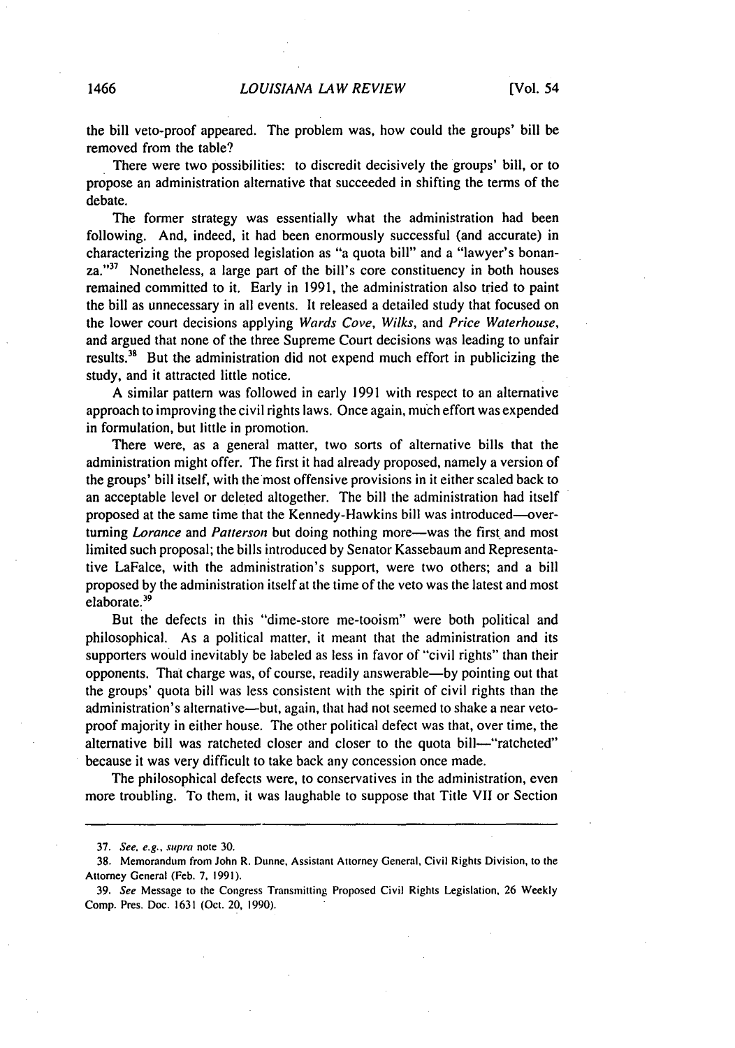the bill veto-proof appeared. The problem was, how could the groups' bill be removed from the table?

There were two possibilities: to discredit decisively the groups' bill, or to propose an administration alternative that succeeded in shifting the terms of the debate.

The former strategy was essentially what the administration had been following. And, indeed, it had been enormously successful (and accurate) in characterizing the proposed legislation as "a quota bill" and a "lawyer's bonanza."[37] Nonetheless, a large part of the bill's core constituency in both houses remained committed to it. Early in 1991, the administration also tried to paint the bill as unnecessary in all events. It released a detailed study that focused on the lower court decisions applying *Wards Cove*, *Wilks*, and *Price Waterhouse*, and argued that none of the three Supreme Court decisions was leading to unfair results.[38] But the administration did not expend much effort in publicizing the study, and it attracted little notice.

A similar pattern was followed in early 1991 with respect to an alternative approach to improving the civil rights laws. Once again, much effort was expended in formulation, but little in promotion.

There were, as a general matter, two sorts of alternative bills that the administration might offer. The first it had already proposed, namely a version of the groups' bill itself, with the most offensive provisions in it either scaled back to an acceptable level or deleted altogether. The bill the administration had itself proposed at the same time that the Kennedy-Hawkins bill was introduced—overturning *Lorance* and *Patterson* but doing nothing more—was the first and most limited such proposal; the bills introduced by Senator Kassebaum and Representative LaFalce, with the administration's support, were two others; and a bill proposed by the administration itself at the time of the veto was the latest and most elaborate.[39]

But the defects in this "dime-store me-tooism" were both political and philosophical. As a political matter, it meant that the administration and its supporters would inevitably be labeled as less in favor of "civil rights" than their opponents. That charge was, of course, readily answerable—by pointing out that the groups' quota bill was less consistent with the spirit of civil rights than the administration's alternative—but, again, that had not seemed to shake a near veto-proof majority in either house. The other political defect was that, over time, the alternative bill was ratcheted closer and closer to the quota bill—"ratcheted" because it was very difficult to take back any concession once made.

The philosophical defects were, to conservatives in the administration, even more troubling. To them, it was laughable to suppose that Title VII or Section

---

37. *See, e.g., supra* note 30.

38. Memorandum from John R. Dunne, Assistant Attorney General, Civil Rights Division, to the Attorney General (Feb. 7, 1991).

39. *See* Message to the Congress Transmitting Proposed Civil Rights Legislation, 26 Weekly Comp. Pres. Doc. 1631 (Oct. 20, 1990).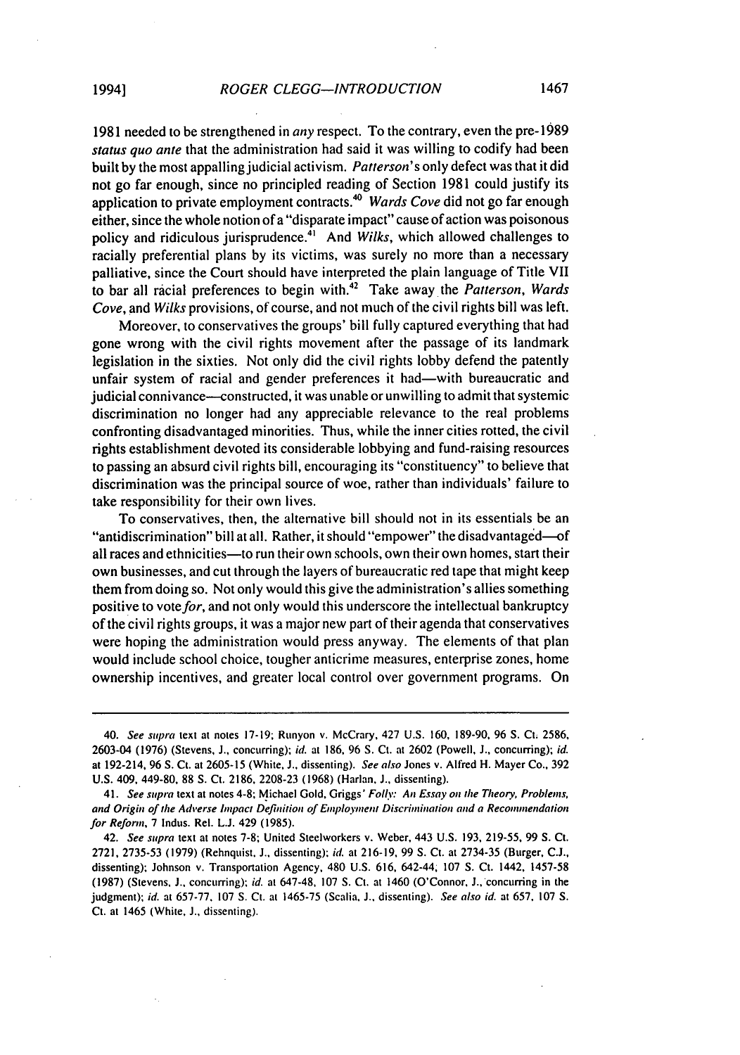1981 needed to be strengthened in *any* respect. To the contrary, even the pre-1989 *status quo ante* that the administration had said it was willing to codify had been built by the most appalling judicial activism. *Patterson*'s only defect was that it did not go far enough, since no principled reading of Section 1981 could justify its application to private employment contracts.[40] *Wards Cove* did not go far enough either, since the whole notion of a "disparate impact" cause of action was poisonous policy and ridiculous jurisprudence.[41] And *Wilks*, which allowed challenges to racially preferential plans by its victims, was surely no more than a necessary palliative, since the Court should have interpreted the plain language of Title VII to bar all racial preferences to begin with.[42] Take away the *Patterson*, *Wards Cove*, and *Wilks* provisions, of course, and not much of the civil rights bill was left.

Moreover, to conservatives the groups' bill fully captured everything that had gone wrong with the civil rights movement after the passage of its landmark legislation in the sixties. Not only did the civil rights lobby defend the patently unfair system of racial and gender preferences it had—with bureaucratic and judicial connivance—constructed, it was unable or unwilling to admit that systemic discrimination no longer had any appreciable relevance to the real problems confronting disadvantaged minorities. Thus, while the inner cities rotted, the civil rights establishment devoted its considerable lobbying and fund-raising resources to passing an absurd civil rights bill, encouraging its "constituency" to believe that discrimination was the principal source of woe, rather than individuals' failure to take responsibility for their own lives.

To conservatives, then, the alternative bill should not in its essentials be an "antidiscrimination" bill at all. Rather, it should "empower" the disadvantaged—of all races and ethnicities—to run their own schools, own their own homes, start their own businesses, and cut through the layers of bureaucratic red tape that might keep them from doing so. Not only would this give the administration's allies something positive to vote *for*, and not only would this underscore the intellectual bankruptcy of the civil rights groups, it was a major new part of their agenda that conservatives were hoping the administration would press anyway. The elements of that plan would include school choice, tougher anticrime measures, enterprise zones, home ownership incentives, and greater local control over government programs. On

---

40. *See supra* text at notes 17-19; Runyon v. McCrary, 427 U.S. 160, 189-90, 96 S. Ct. 2586, 2603-04 (1976) (Stevens, J., concurring); *id.* at 186, 96 S. Ct. at 2602 (Powell, J., concurring); *id.* at 192-214, 96 S. Ct. at 2605-15 (White, J., dissenting). *See also* Jones v. Alfred H. Mayer Co., 392 U.S. 409, 449-80, 88 S. Ct. 2186, 2208-23 (1968) (Harlan, J., dissenting).

41. *See supra* text at notes 4-8; Michael Gold, Griggs' *Folly: An Essay on the Theory, Problems, and Origin of the Adverse Impact Definition of Employment Discrimination and a Recommendation for Reform*, 7 Indus. Rel. L.J. 429 (1985).

42. *See supra* text at notes 7-8; United Steelworkers v. Weber, 443 U.S. 193, 219-55, 99 S. Ct. 2721, 2735-53 (1979) (Rehnquist, J., dissenting); *id.* at 216-19, 99 S. Ct. at 2734-35 (Burger, C.J., dissenting); Johnson v. Transportation Agency, 480 U.S. 616, 642-44, 107 S. Ct. 1442, 1457-58 (1987) (Stevens, J., concurring); *id.* at 647-48, 107 S. Ct. at 1460 (O'Connor, J., concurring in the judgment); *id.* at 657-77, 107 S. Ct. at 1465-75 (Scalia, J., dissenting). *See also id.* at 657, 107 S. Ct. at 1465 (White, J., dissenting).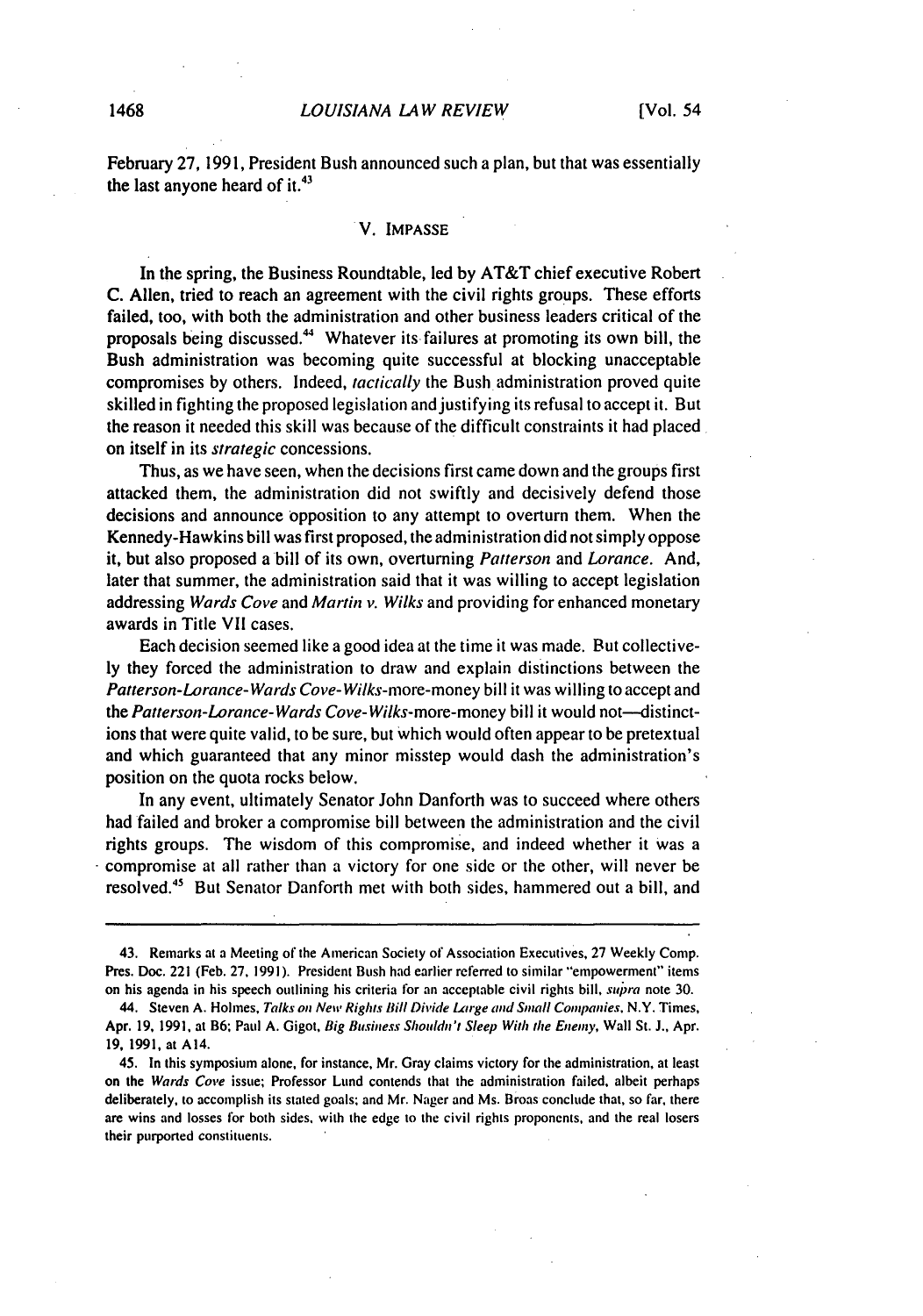February 27, 1991, President Bush announced such a plan, but that was essentially the last anyone heard of it.[43]

## V. IMPASSE

In the spring, the Business Roundtable, led by AT&T chief executive Robert C. Allen, tried to reach an agreement with the civil rights groups. These efforts failed, too, with both the administration and other business leaders critical of the proposals being discussed.[44] Whatever its failures at promoting its own bill, the Bush administration was becoming quite successful at blocking unacceptable compromises by others. Indeed, *tactically* the Bush administration proved quite skilled in fighting the proposed legislation and justifying its refusal to accept it. But the reason it needed this skill was because of the difficult constraints it had placed on itself in its *strategic* concessions.

Thus, as we have seen, when the decisions first came down and the groups first attacked them, the administration did not swiftly and decisively defend those decisions and announce opposition to any attempt to overturn them. When the Kennedy-Hawkins bill was first proposed, the administration did not simply oppose it, but also proposed a bill of its own, overturning *Patterson* and *Lorance*. And, later that summer, the administration said that it was willing to accept legislation addressing *Wards Cove* and *Martin v. Wilks* and providing for enhanced monetary awards in Title VII cases.

Each decision seemed like a good idea at the time it was made. But collectively they forced the administration to draw and explain distinctions between the *Patterson-Lorance-Wards Cove-Wilks*-more-money bill it was willing to accept and the *Patterson-Lorance-Wards Cove-Wilks*-more-money bill it would not—distinctions that were quite valid, to be sure, but which would often appear to be pretextual and which guaranteed that any minor misstep would dash the administration's position on the quota rocks below.

In any event, ultimately Senator John Danforth was to succeed where others had failed and broker a compromise bill between the administration and the civil rights groups. The wisdom of this compromise, and indeed whether it was a compromise at all rather than a victory for one side or the other, will never be resolved.[45] But Senator Danforth met with both sides, hammered out a bill, and

---

43. Remarks at a Meeting of the American Society of Association Executives, 27 Weekly Comp. Pres. Doc. 221 (Feb. 27, 1991). President Bush had earlier referred to similar "empowerment" items on his agenda in his speech outlining his criteria for an acceptable civil rights bill, *supra* note 30.

44. Steven A. Holmes, *Talks on New Rights Bill Divide Large and Small Companies*, N.Y. Times, Apr. 19, 1991, at B6; Paul A. Gigot, *Big Business Shouldn't Sleep With the Enemy*, Wall St. J., Apr. 19, 1991, at A14.

45. In this symposium alone, for instance, Mr. Gray claims victory for the administration, at least on the *Wards Cove* issue; Professor Lund contends that the administration failed, albeit perhaps deliberately, to accomplish its stated goals; and Mr. Nager and Ms. Broas conclude that, so far, there are wins and losses for both sides, with the edge to the civil rights proponents, and the real losers their purported constituents.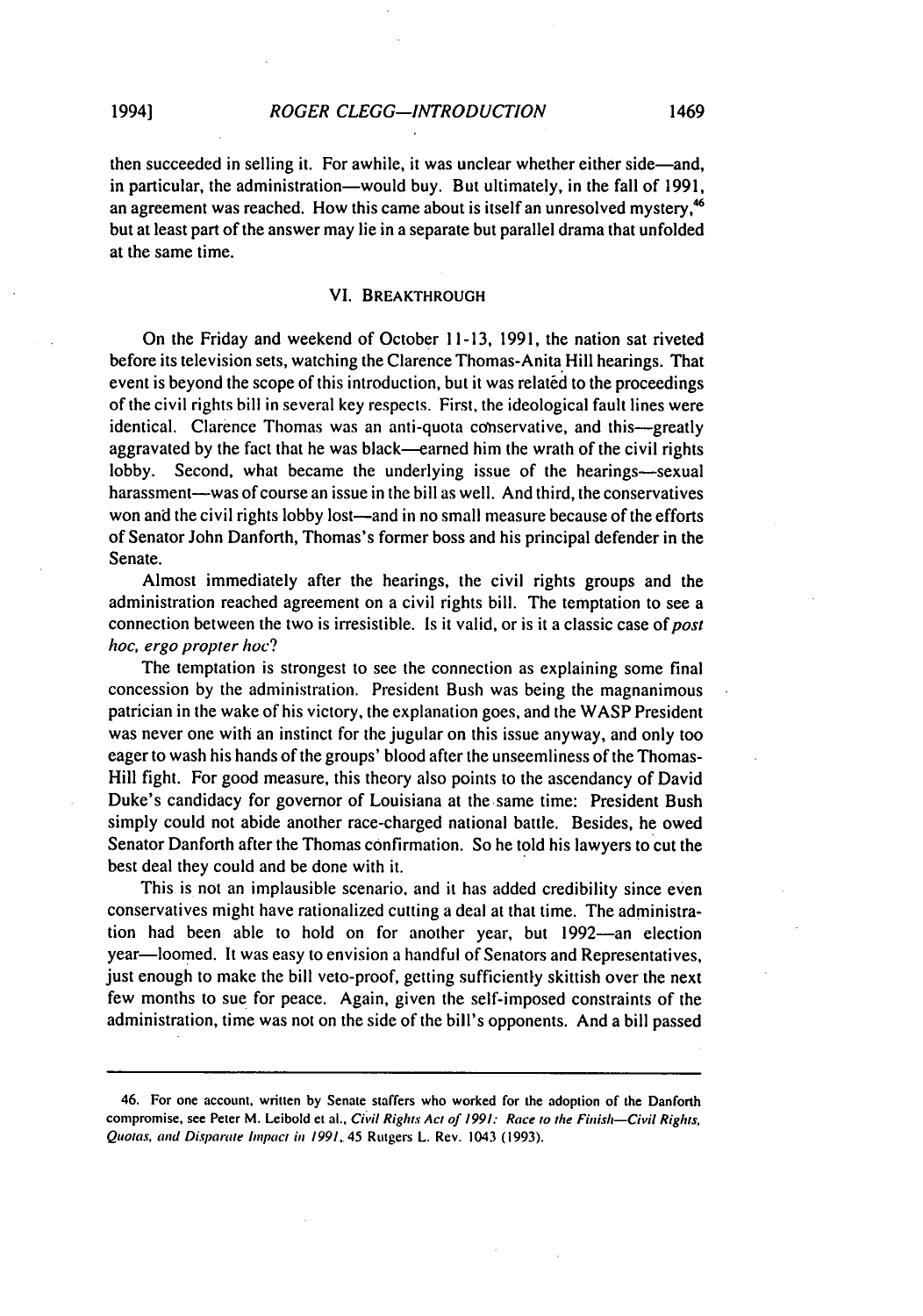then succeeded in selling it. For awhile, it was unclear whether either side—and, in particular, the administration—would buy. But ultimately, in the fall of 1991, an agreement was reached. How this came about is itself an unresolved mystery,[46] but at least part of the answer may lie in a separate but parallel drama that unfolded at the same time.

## VI. BREAKTHROUGH

On the Friday and weekend of October 11-13, 1991, the nation sat riveted before its television sets, watching the Clarence Thomas-Anita Hill hearings. That event is beyond the scope of this introduction, but it was related to the proceedings of the civil rights bill in several key respects. First, the ideological fault lines were identical. Clarence Thomas was an anti-quota conservative, and this—greatly aggravated by the fact that he was black—earned him the wrath of the civil rights lobby. Second, what became the underlying issue of the hearings—sexual harassment—was of course an issue in the bill as well. And third, the conservatives won and the civil rights lobby lost—and in no small measure because of the efforts of Senator John Danforth, Thomas's former boss and his principal defender in the Senate.

Almost immediately after the hearings, the civil rights groups and the administration reached agreement on a civil rights bill. The temptation to see a connection between the two is irresistible. Is it valid, or is it a classic case of *post hoc, ergo propter hoc*?

The temptation is strongest to see the connection as explaining some final concession by the administration. President Bush was being the magnanimous patrician in the wake of his victory, the explanation goes, and the WASP President was never one with an instinct for the jugular on this issue anyway, and only too eager to wash his hands of the groups' blood after the unseemliness of the Thomas-Hill fight. For good measure, this theory also points to the ascendancy of David Duke's candidacy for governor of Louisiana at the same time: President Bush simply could not abide another race-charged national battle. Besides, he owed Senator Danforth after the Thomas confirmation. So he told his lawyers to cut the best deal they could and be done with it.

This is not an implausible scenario, and it has added credibility since even conservatives might have rationalized cutting a deal at that time. The administration had been able to hold on for another year, but 1992—an election year—loomed. It was easy to envision a handful of Senators and Representatives, just enough to make the bill veto-proof, getting sufficiently skittish over the next few months to sue for peace. Again, given the self-imposed constraints of the administration, time was not on the side of the bill's opponents. And a bill passed

---

46. For one account, written by Senate staffers who worked for the adoption of the Danforth compromise, see Peter M. Leibold et al., *Civil Rights Act of 1991: Race to the Finish—Civil Rights, Quotas, and Disparate Impact in 1991*, 45 Rutgers L. Rev. 1043 (1993).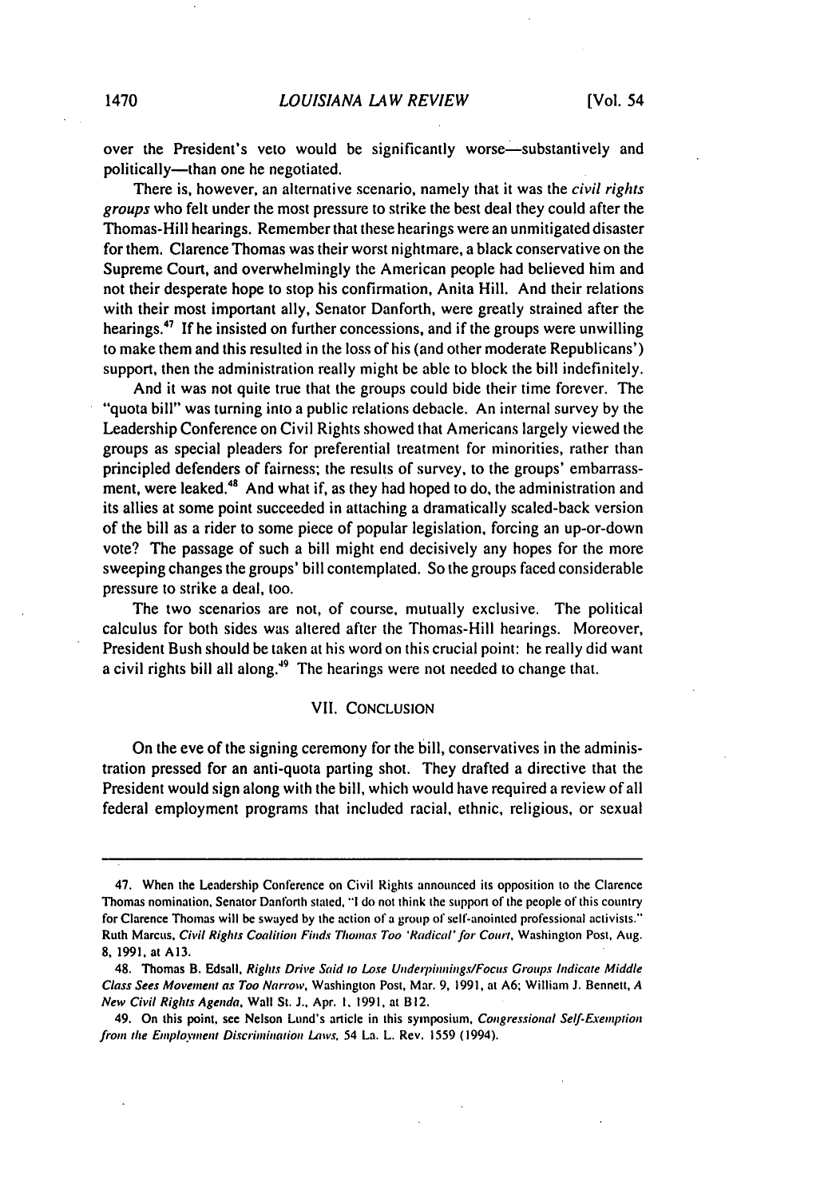over the President's veto would be significantly worse—substantively and politically—than one he negotiated.

There is, however, an alternative scenario, namely that it was the *civil rights groups* who felt under the most pressure to strike the best deal they could after the Thomas-Hill hearings. Remember that these hearings were an unmitigated disaster for them. Clarence Thomas was their worst nightmare, a black conservative on the Supreme Court, and overwhelmingly the American people had believed him and not their desperate hope to stop his confirmation, Anita Hill. And their relations with their most important ally, Senator Danforth, were greatly strained after the hearings.[47] If he insisted on further concessions, and if the groups were unwilling to make them and this resulted in the loss of his (and other moderate Republicans') support, then the administration really might be able to block the bill indefinitely.

And it was not quite true that the groups could bide their time forever. The "quota bill" was turning into a public relations debacle. An internal survey by the Leadership Conference on Civil Rights showed that Americans largely viewed the groups as special pleaders for preferential treatment for minorities, rather than principled defenders of fairness; the results of survey, to the groups' embarrassment, were leaked.[48] And what if, as they had hoped to do, the administration and its allies at some point succeeded in attaching a dramatically scaled-back version of the bill as a rider to some piece of popular legislation, forcing an up-or-down vote? The passage of such a bill might end decisively any hopes for the more sweeping changes the groups' bill contemplated. So the groups faced considerable pressure to strike a deal, too.

The two scenarios are not, of course, mutually exclusive. The political calculus for both sides was altered after the Thomas-Hill hearings. Moreover, President Bush should be taken at his word on this crucial point: he really did want a civil rights bill all along.[49] The hearings were not needed to change that.

## VII. CONCLUSION

On the eve of the signing ceremony for the bill, conservatives in the administration pressed for an anti-quota parting shot. They drafted a directive that the President would sign along with the bill, which would have required a review of all federal employment programs that included racial, ethnic, religious, or sexual

---

47. When the Leadership Conference on Civil Rights announced its opposition to the Clarence Thomas nomination, Senator Danforth stated, "I do not think the support of the people of this country for Clarence Thomas will be swayed by the action of a group of self-anointed professional activists." Ruth Marcus, *Civil Rights Coalition Finds Thomas Too 'Radical' for Court*, Washington Post, Aug. 8, 1991, at A13.

48. Thomas B. Edsall, *Rights Drive Said to Lose Underpinnings/Focus Groups Indicate Middle Class Sees Movement as Too Narrow*, Washington Post, Mar. 9, 1991, at A6; William J. Bennett, *A New Civil Rights Agenda*, Wall St. J., Apr. 1, 1991, at B12.

49. On this point, see Nelson Lund's article in this symposium, *Congressional Self-Exemption from the Employment Discrimination Laws*, 54 La. L. Rev. 1559 (1994).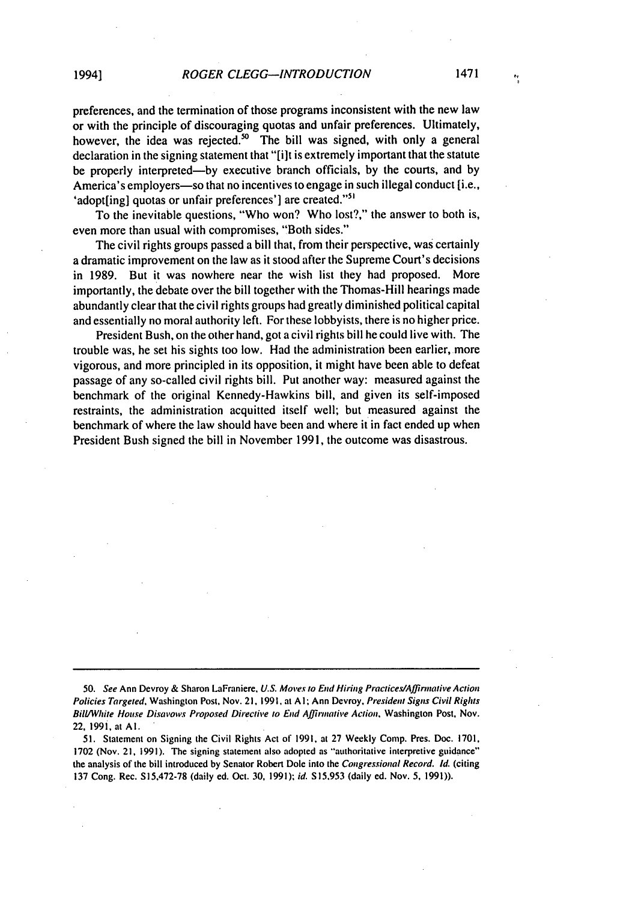preferences, and the termination of those programs inconsistent with the new law or with the principle of discouraging quotas and unfair preferences. Ultimately, however, the idea was rejected.[50] The bill was signed, with only a general declaration in the signing statement that "[i]t is extremely important that the statute be properly interpreted—by executive branch officials, by the courts, and by America's employers—so that no incentives to engage in such illegal conduct [i.e., 'adopt[ing] quotas or unfair preferences'] are created."[51]

To the inevitable questions, "Who won? Who lost?," the answer to both is, even more than usual with compromises, "Both sides."

The civil rights groups passed a bill that, from their perspective, was certainly a dramatic improvement on the law as it stood after the Supreme Court's decisions in 1989. But it was nowhere near the wish list they had proposed. More importantly, the debate over the bill together with the Thomas-Hill hearings made abundantly clear that the civil rights groups had greatly diminished political capital and essentially no moral authority left. For these lobbyists, there is no higher price.

President Bush, on the other hand, got a civil rights bill he could live with. The trouble was, he set his sights too low. Had the administration been earlier, more vigorous, and more principled in its opposition, it might have been able to defeat passage of any so-called civil rights bill. Put another way: measured against the benchmark of the original Kennedy-Hawkins bill, and given its self-imposed restraints, the administration acquitted itself well; but measured against the benchmark of where the law should have been and where it in fact ended up when President Bush signed the bill in November 1991, the outcome was disastrous.

---

50. *See* Ann Devroy & Sharon LaFraniere, *U.S. Moves to End Hiring Practices/Affirmative Action Policies Targeted*, Washington Post, Nov. 21, 1991, at A1; Ann Devroy, *President Signs Civil Rights Bill/White House Disavows Proposed Directive to End Affirmative Action*, Washington Post, Nov. 22, 1991, at A1.

51. Statement on Signing the Civil Rights Act of 1991, at 27 Weekly Comp. Pres. Doc. 1701, 1702 (Nov. 21, 1991). The signing statement also adopted as "authoritative interpretive guidance" the analysis of the bill introduced by Senator Robert Dole into the *Congressional Record*. *Id.* (citing 137 Cong. Rec. S15,472-78 (daily ed. Oct. 30, 1991); *id.* S15,953 (daily ed. Nov. 5, 1991)).